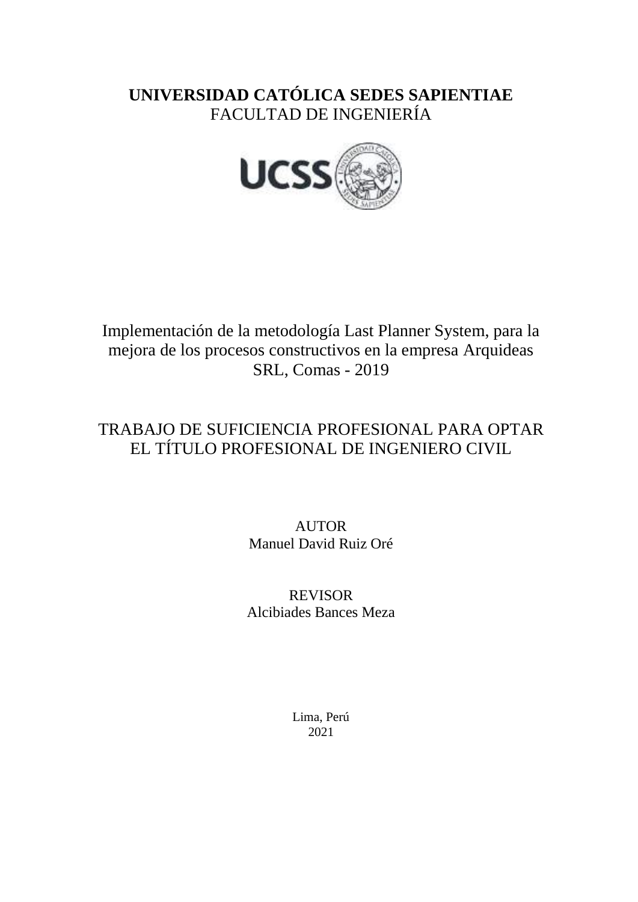# UNIVERSIDAD CATÓLICA SEDES SAPIENTIAE

FACULTAD DE INGENIERÍA

Implementación de la metodología Last Planner System, para la mejora de los procesos constructivos en la empresa Arquideas SRL, Comas - 2019

TRABAJO DE SUFICIENCIA PROFESIONAL PARA OPTAR EL TÍTULO PROFESIONAL DE INGENIERO CIVIL

AUTOR

Manuel David Ruiz Oré

REVISOR

Alcibiades Bances Meza

Lima, Perú

2021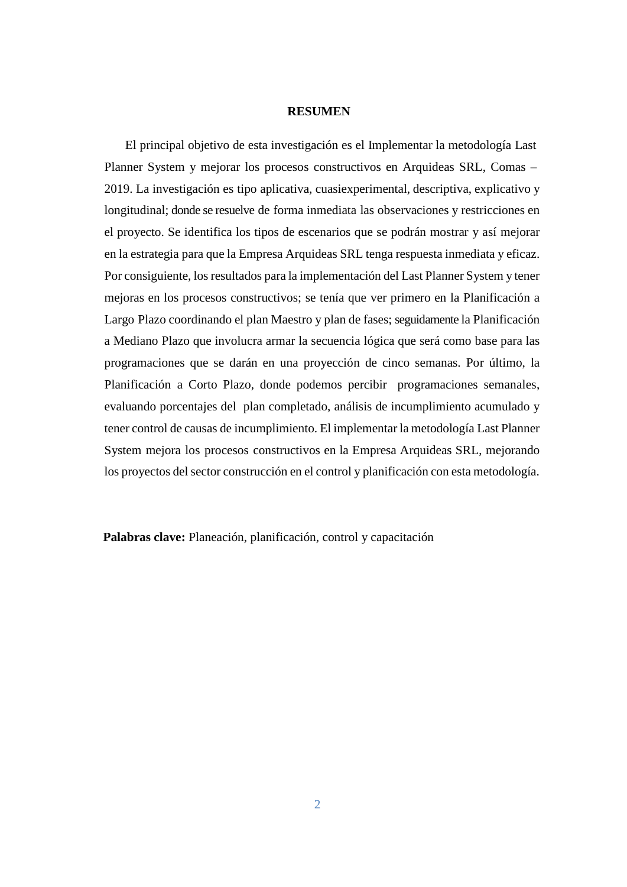# RESUMEN

El principal objetivo de esta investigación es el Implementar la metodología Last Planner System y mejorar los procesos constructivos en Arquideas SRL, Comas – 2019. La investigación es tipo aplicativa, cuasiexperimental, descriptiva, explicativo y longitudinal; donde se resuelve de forma inmediata las observaciones y restricciones en el proyecto. Se identifica los tipos de escenarios que se podrán mostrar y así mejorar en la estrategia para que la Empresa Arquideas SRL tenga respuesta inmediata y eficaz. Por consiguiente, los resultados para la implementación del Last Planner System y tener mejoras en los procesos constructivos; se tenía que ver primero en la Planificación a Largo Plazo coordinando el plan Maestro y plan de fases; seguidamente la Planificación a Mediano Plazo que involucra armar la secuencia lógica que será como base para las programaciones que se darán en una proyección de cinco semanas. Por último, la Planificación a Corto Plazo, donde podemos percibir programaciones semanales, evaluando porcentajes del plan completado, análisis de incumplimiento acumulado y tener control de causas de incumplimiento. El implementar la metodología Last Planner System mejora los procesos constructivos en la Empresa Arquideas SRL, mejorando los proyectos del sector construcción en el control y planificación con esta metodología.

**Palabras clave:** Planeación, planificación, control y capacitación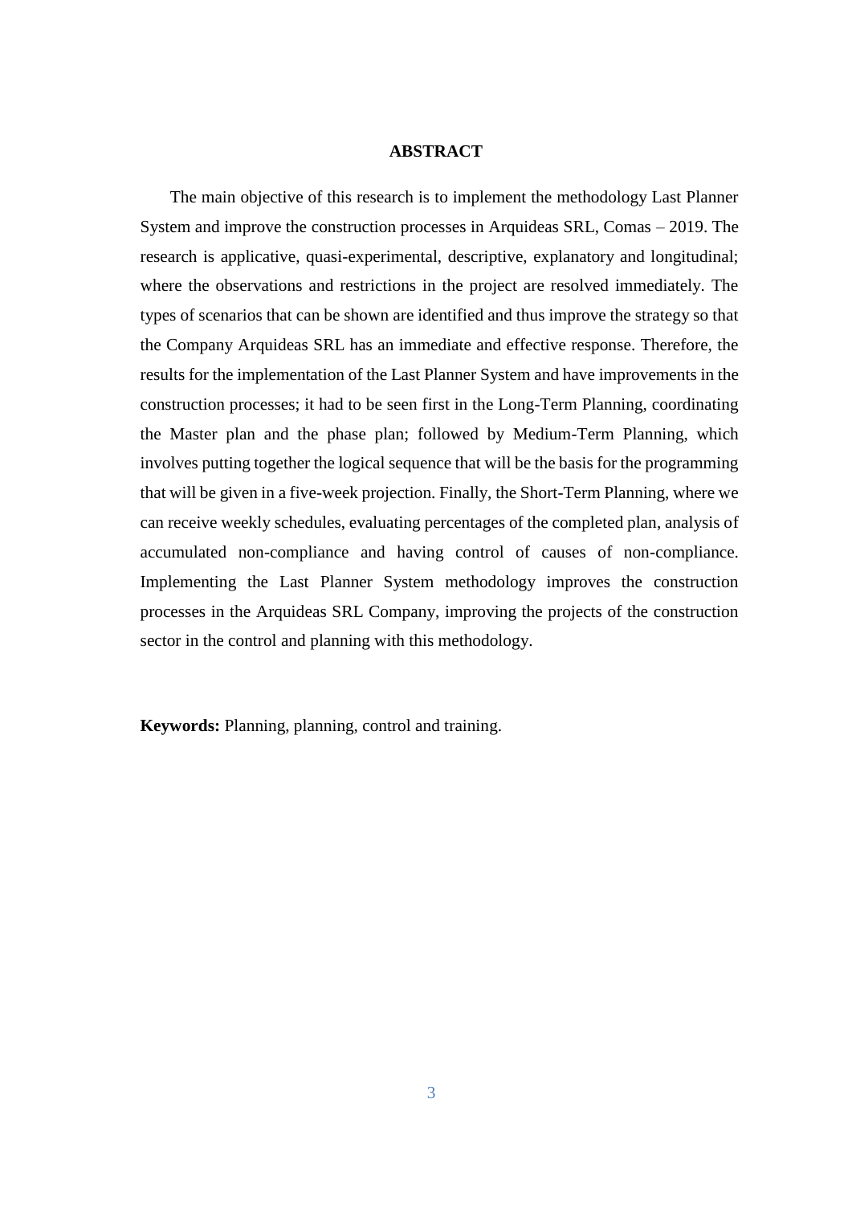# ABSTRACT

The main objective of this research is to implement the methodology Last Planner System and improve the construction processes in Arquideas SRL, Comas – 2019. The research is applicative, quasi-experimental, descriptive, explanatory and longitudinal; where the observations and restrictions in the project are resolved immediately. The types of scenarios that can be shown are identified and thus improve the strategy so that the Company Arquideas SRL has an immediate and effective response. Therefore, the results for the implementation of the Last Planner System and have improvements in the construction processes; it had to be seen first in the Long-Term Planning, coordinating the Master plan and the phase plan; followed by Medium-Term Planning, which involves putting together the logical sequence that will be the basis for the programming that will be given in a five-week projection. Finally, the Short-Term Planning, where we can receive weekly schedules, evaluating percentages of the completed plan, analysis of accumulated non-compliance and having control of causes of non-compliance. Implementing the Last Planner System methodology improves the construction processes in the Arquideas SRL Company, improving the projects of the construction sector in the control and planning with this methodology.

**Keywords:** Planning, planning, control and training.